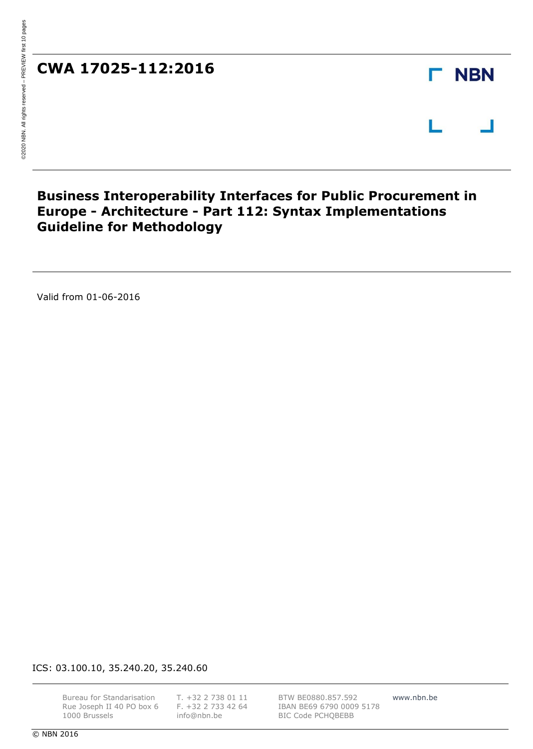# CWA 17025-112:2016

NBN

## Business Interoperability Interfaces for Public Procurement in Europe - Architecture - Part 112: Syntax Implementations Guideline for Methodology

Valid from 01-06-2016

ICS: 03.100.10, 35.240.20, 35.240.60

Bureau for Standarisation
Rue Joseph II 40 PO box 6
1000 Brussels

T. +32 2 738 01 11
F. +32 2 733 42 64
info@nbn.be

BTW BE0880.857.592
IBAN BE69 6790 0009 5178
BIC Code PCHQBEBB

www.nbn.be

© NBN 2016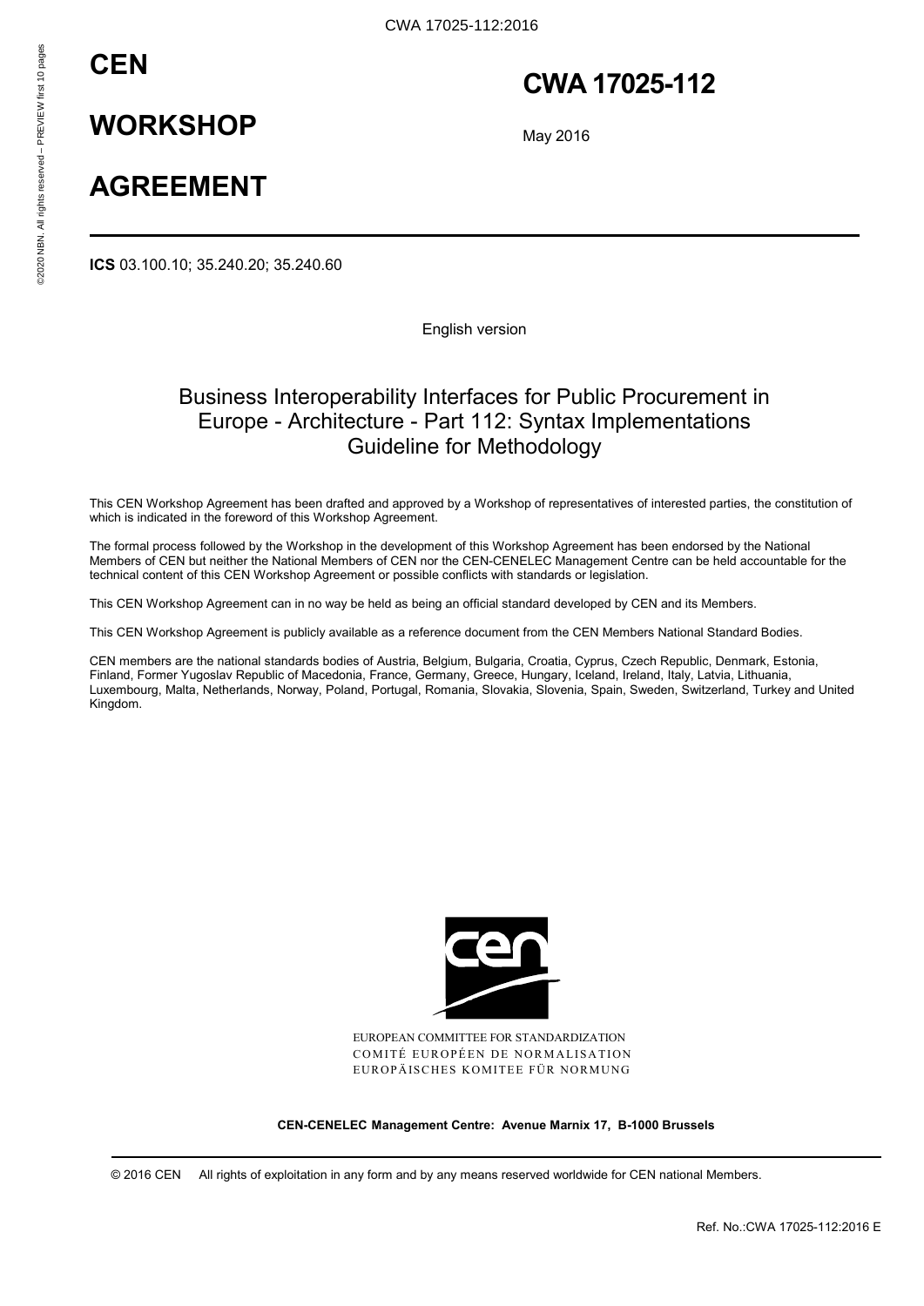# CEN

# WORKSHOP

# AGREEMENT

# CWA 17025-112

May 2016

**ICS** 03.100.10; 35.240.20; 35.240.60

English version

## Business Interoperability Interfaces for Public Procurement in Europe - Architecture - Part 112: Syntax Implementations Guideline for Methodology

This CEN Workshop Agreement has been drafted and approved by a Workshop of representatives of interested parties, the constitution of which is indicated in the foreword of this Workshop Agreement.

The formal process followed by the Workshop in the development of this Workshop Agreement has been endorsed by the National Members of CEN but neither the National Members of CEN nor the CEN-CENELEC Management Centre can be held accountable for the technical content of this CEN Workshop Agreement or possible conflicts with standards or legislation.

This CEN Workshop Agreement can in no way be held as being an official standard developed by CEN and its Members.

This CEN Workshop Agreement is publicly available as a reference document from the CEN Members National Standard Bodies.

CEN members are the national standards bodies of Austria, Belgium, Bulgaria, Croatia, Cyprus, Czech Republic, Denmark, Estonia, Finland, Former Yugoslav Republic of Macedonia, France, Germany, Greece, Hungary, Iceland, Ireland, Italy, Latvia, Lithuania, Luxembourg, Malta, Netherlands, Norway, Poland, Portugal, Romania, Slovakia, Slovenia, Spain, Sweden, Switzerland, Turkey and United Kingdom.

EUROPEAN COMMITTEE FOR STANDARDIZATION
COMITÉ EUROPÉEN DE NORMALISATION
EUROPÄISCHES KOMITEE FÜR NORMUNG

**CEN-CENELEC Management Centre: Avenue Marnix 17, B-1000 Brussels**

© 2016 CEN All rights of exploitation in any form and by any means reserved worldwide for CEN national Members.

Ref. No.:CWA 17025-112:2016 E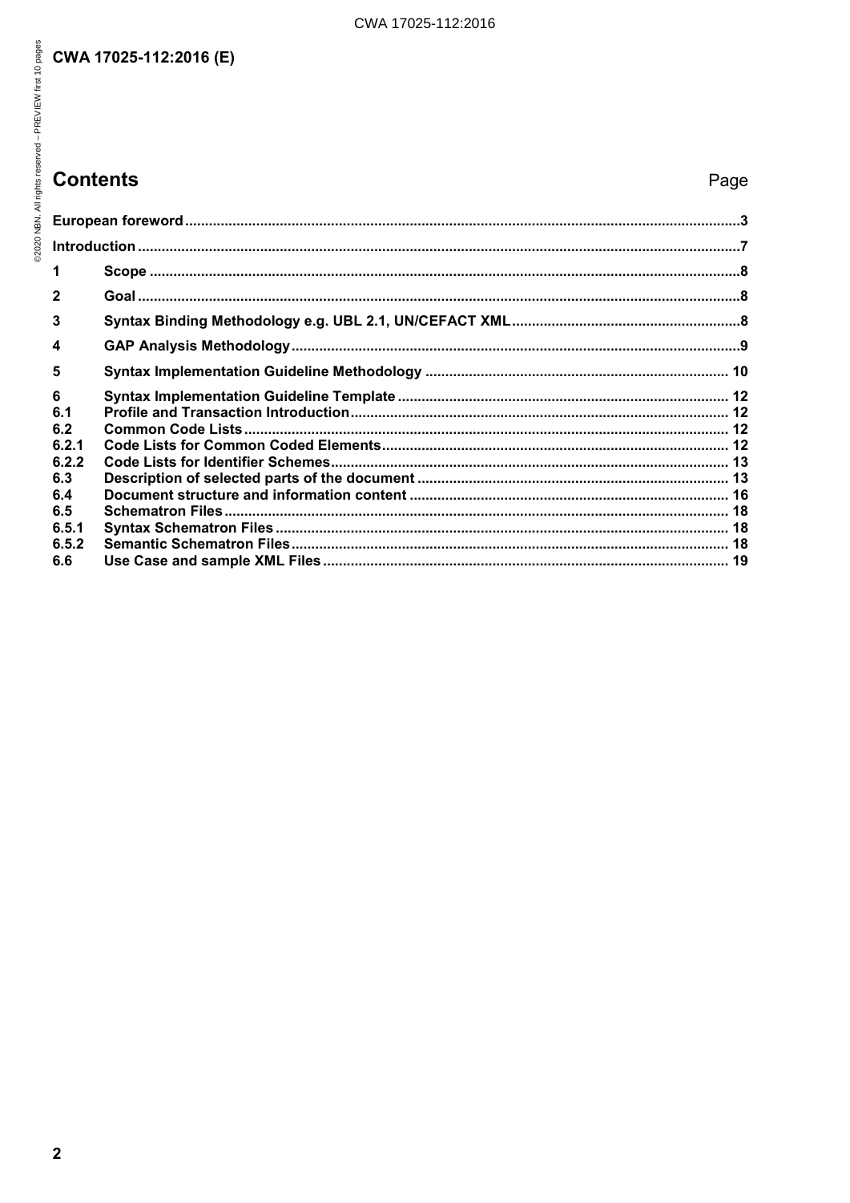# Contents

| | | Page |
|---|---|---|
| **European foreword** | | **3** |
| **Introduction** | | **7** |
| **1** | **Scope** | **8** |
| **2** | **Goal** | **8** |
| **3** | **Syntax Binding Methodology e.g. UBL 2.1, UN/CEFACT XML** | **8** |
| **4** | **GAP Analysis Methodology** | **9** |
| **5** | **Syntax Implementation Guideline Methodology** | **10** |
| **6** | **Syntax Implementation Guideline Template** | **12** |
| **6.1** | **Profile and Transaction Introduction** | **12** |
| **6.2** | **Common Code Lists** | **12** |
| **6.2.1** | **Code Lists for Common Coded Elements** | **12** |
| **6.2.2** | **Code Lists for Identifier Schemes** | **13** |
| **6.3** | **Description of selected parts of the document** | **13** |
| **6.4** | **Document structure and information content** | **16** |
| **6.5** | **Schematron Files** | **18** |
| **6.5.1** | **Syntax Schematron Files** | **18** |
| **6.5.2** | **Semantic Schematron Files** | **18** |
| **6.6** | **Use Case and sample XML Files** | **19** |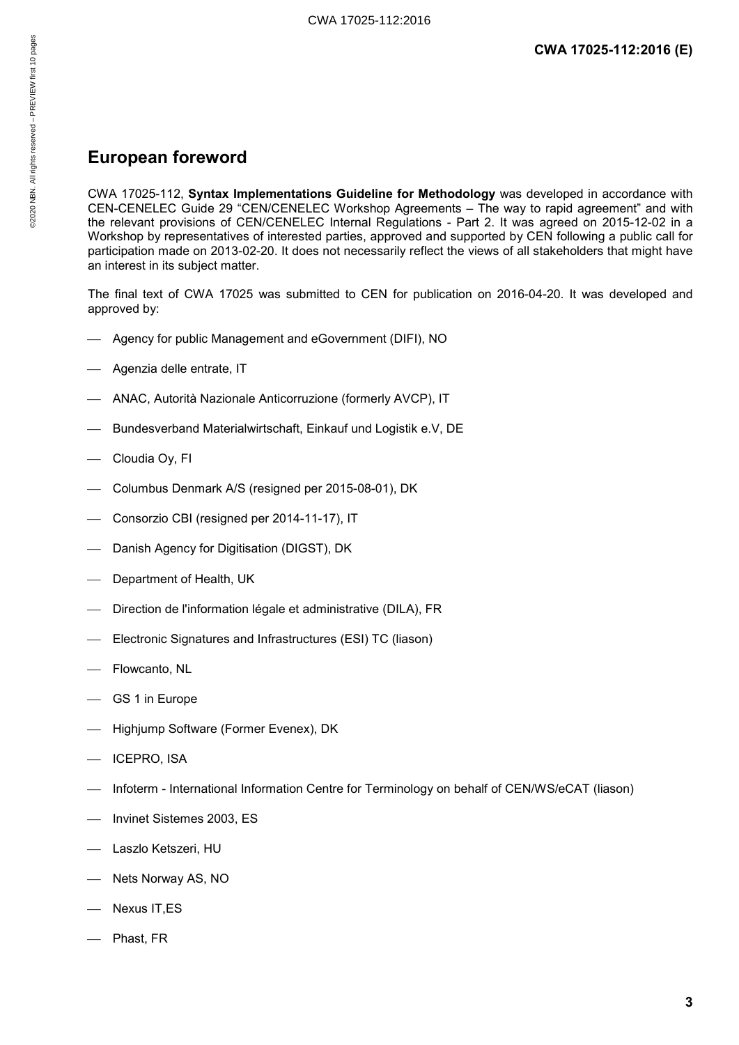## European foreword

CWA 17025-112, **Syntax Implementations Guideline for Methodology** was developed in accordance with CEN-CENELEC Guide 29 "CEN/CENELEC Workshop Agreements – The way to rapid agreement" and with the relevant provisions of CEN/CENELEC Internal Regulations - Part 2. It was agreed on 2015-12-02 in a Workshop by representatives of interested parties, approved and supported by CEN following a public call for participation made on 2013-02-20. It does not necessarily reflect the views of all stakeholders that might have an interest in its subject matter.

The final text of CWA 17025 was submitted to CEN for publication on 2016-04-20. It was developed and approved by:

- Agency for public Management and eGovernment (DIFI), NO
- Agenzia delle entrate, IT
- ANAC, Autorità Nazionale Anticorruzione (formerly AVCP), IT
- Bundesverband Materialwirtschaft, Einkauf und Logistik e.V, DE
- Cloudia Oy, FI
- Columbus Denmark A/S (resigned per 2015-08-01), DK
- Consorzio CBI (resigned per 2014-11-17), IT
- Danish Agency for Digitisation (DIGST), DK
- Department of Health, UK
- Direction de l'information légale et administrative (DILA), FR
- Electronic Signatures and Infrastructures (ESI) TC (liason)
- Flowcanto, NL
- GS 1 in Europe
- Highjump Software (Former Evenex), DK
- ICEPRO, ISA
- Infoterm - International Information Centre for Terminology on behalf of CEN/WS/eCAT (liason)
- Invinet Sistemes 2003, ES
- Laszlo Ketszeri, HU
- Nets Norway AS, NO
- Nexus IT,ES
- Phast, FR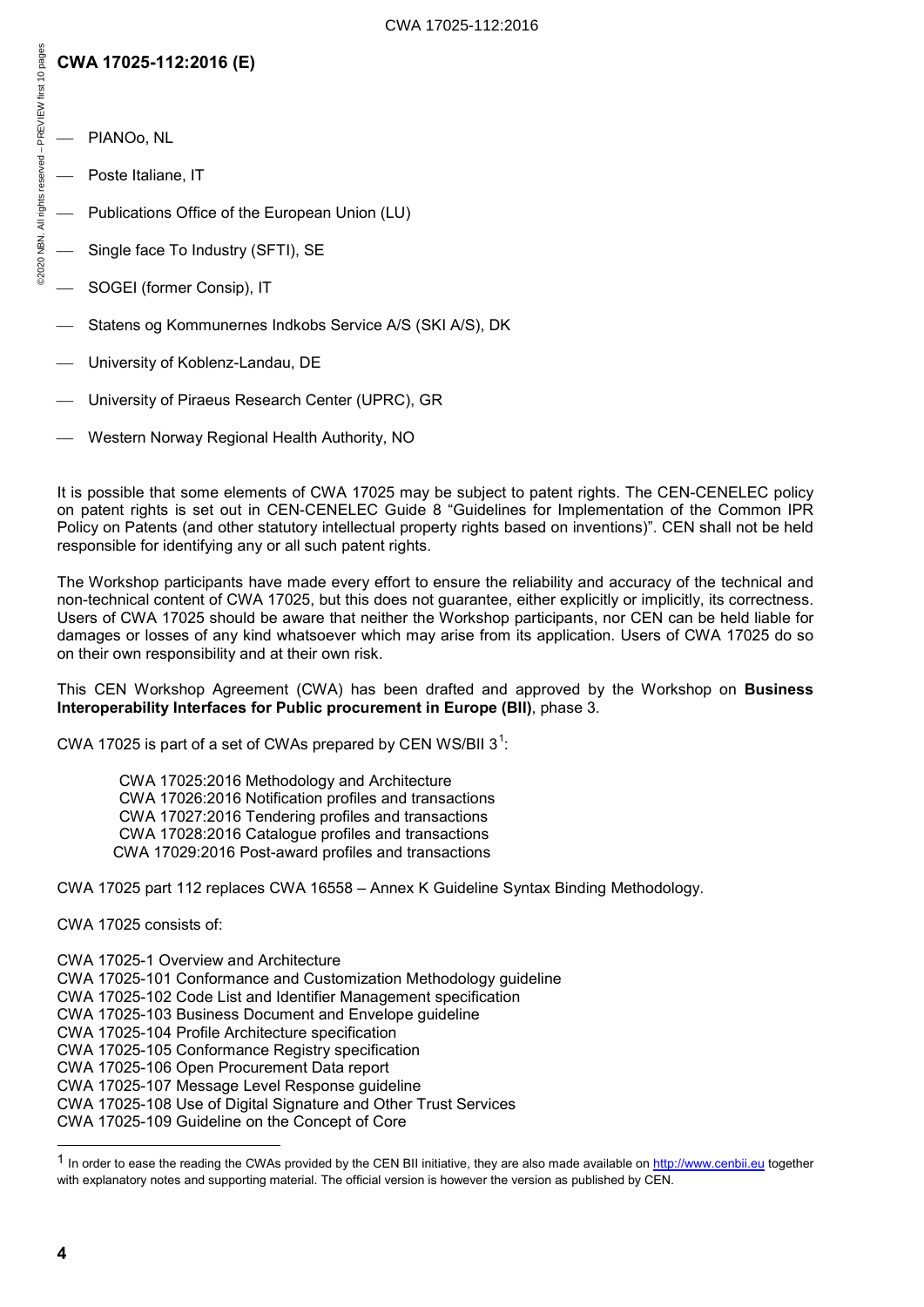# CWA 17025-112:2016 (E)

- PIANOo, NL
- Poste Italiane, IT
- Publications Office of the European Union (LU)
- Single face To Industry (SFTI), SE
- SOGEI (former Consip), IT
- Statens og Kommunernes Indkobs Service A/S (SKI A/S), DK
- University of Koblenz-Landau, DE
- University of Piraeus Research Center (UPRC), GR
- Western Norway Regional Health Authority, NO

It is possible that some elements of CWA 17025 may be subject to patent rights. The CEN-CENELEC policy on patent rights is set out in CEN-CENELEC Guide 8 "Guidelines for Implementation of the Common IPR Policy on Patents (and other statutory intellectual property rights based on inventions)". CEN shall not be held responsible for identifying any or all such patent rights.

The Workshop participants have made every effort to ensure the reliability and accuracy of the technical and non-technical content of CWA 17025, but this does not guarantee, either explicitly or implicitly, its correctness. Users of CWA 17025 should be aware that neither the Workshop participants, nor CEN can be held liable for damages or losses of any kind whatsoever which may arise from its application. Users of CWA 17025 do so on their own responsibility and at their own risk.

This CEN Workshop Agreement (CWA) has been drafted and approved by the Workshop on **Business Interoperability Interfaces for Public procurement in Europe (BII)**, phase 3.

CWA 17025 is part of a set of CWAs prepared by CEN WS/BII 3[1]:

CWA 17025:2016 Methodology and Architecture
CWA 17026:2016 Notification profiles and transactions
CWA 17027:2016 Tendering profiles and transactions
CWA 17028:2016 Catalogue profiles and transactions
CWA 17029:2016 Post-award profiles and transactions

CWA 17025 part 112 replaces CWA 16558 – Annex K Guideline Syntax Binding Methodology.

CWA 17025 consists of:

CWA 17025-1 Overview and Architecture
CWA 17025-101 Conformance and Customization Methodology guideline
CWA 17025-102 Code List and Identifier Management specification
CWA 17025-103 Business Document and Envelope guideline
CWA 17025-104 Profile Architecture specification
CWA 17025-105 Conformance Registry specification
CWA 17025-106 Open Procurement Data report
CWA 17025-107 Message Level Response guideline
CWA 17025-108 Use of Digital Signature and Other Trust Services
CWA 17025-109 Guideline on the Concept of Core

[1] In order to ease the reading the CWAs provided by the CEN BII initiative, they are also made available on http://www.cenbii.eu together with explanatory notes and supporting material. The official version is however the version as published by CEN.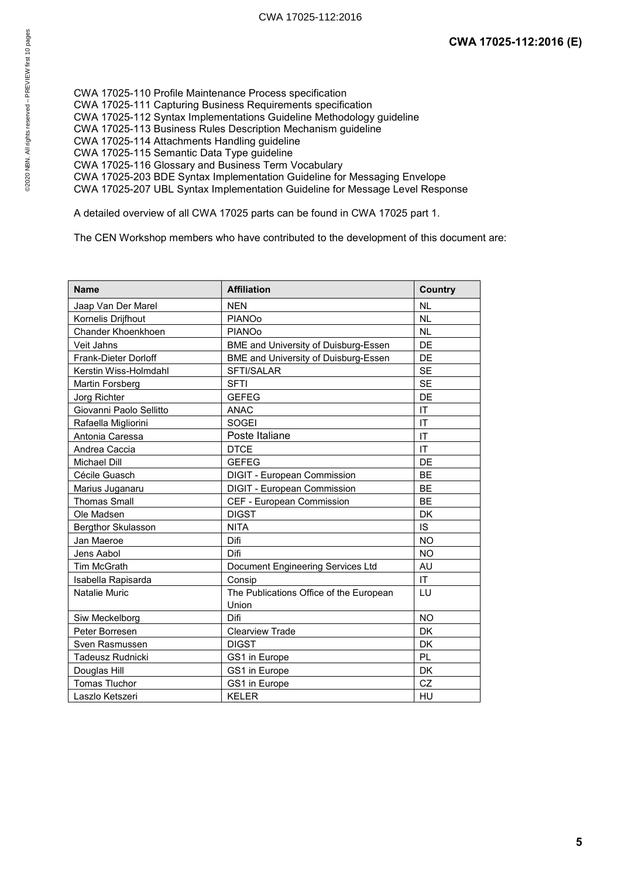CWA 17025-110 Profile Maintenance Process specification
CWA 17025-111 Capturing Business Requirements specification
CWA 17025-112 Syntax Implementations Guideline Methodology guideline
CWA 17025-113 Business Rules Description Mechanism guideline
CWA 17025-114 Attachments Handling guideline
CWA 17025-115 Semantic Data Type guideline
CWA 17025-116 Glossary and Business Term Vocabulary
CWA 17025-203 BDE Syntax Implementation Guideline for Messaging Envelope
CWA 17025-207 UBL Syntax Implementation Guideline for Message Level Response

A detailed overview of all CWA 17025 parts can be found in CWA 17025 part 1.

The CEN Workshop members who have contributed to the development of this document are:

| Name | Affiliation | Country |
|---|---|---|
| Jaap Van Der Marel | NEN | NL |
| Kornelis Drijfhout | PIANOo | NL |
| Chander Khoenkhoen | PIANOo | NL |
| Veit Jahns | BME and University of Duisburg-Essen | DE |
| Frank-Dieter Dorloff | BME and University of Duisburg-Essen | DE |
| Kerstin Wiss-Holmdahl | SFTI/SALAR | SE |
| Martin Forsberg | SFTI | SE |
| Jorg Richter | GEFEG | DE |
| Giovanni Paolo Sellitto | ANAC | IT |
| Rafaella Migliorini | SOGEI | IT |
| Antonia Caressa | Poste Italiane | IT |
| Andrea Caccia | DTCE | IT |
| Michael Dill | GEFEG | DE |
| Cécile Guasch | DIGIT - European Commission | BE |
| Marius Juganaru | DIGIT - European Commission | BE |
| Thomas Small | CEF - European Commission | BE |
| Ole Madsen | DIGST | DK |
| Bergthor Skulasson | NITA | IS |
| Jan Maeroe | Difi | NO |
| Jens Aabol | Difi | NO |
| Tim McGrath | Document Engineering Services Ltd | AU |
| Isabella Rapisarda | Consip | IT |
| Natalie Muric | The Publications Office of the European Union | LU |
| Siw Meckelborg | Difi | NO |
| Peter Borresen | Clearview Trade | DK |
| Sven Rasmussen | DIGST | DK |
| Tadeusz Rudnicki | GS1 in Europe | PL |
| Douglas Hill | GS1 in Europe | DK |
| Tomas Tluchor | GS1 in Europe | CZ |
| Laszlo Ketszeri | KELER | HU |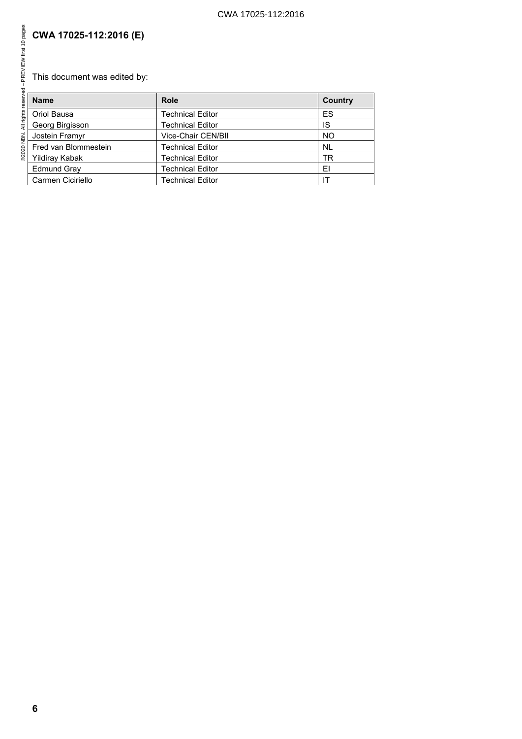# CWA 17025-112:2016 (E)

This document was edited by:

| Name | Role | Country |
|---|---|---|
| Oriol Bausa | Technical Editor | ES |
| Georg Birgisson | Technical Editor | IS |
| Jostein Frømyr | Vice-Chair CEN/BII | NO |
| Fred van Blommestein | Technical Editor | NL |
| Yildiray Kabak | Technical Editor | TR |
| Edmund Gray | Technical Editor | EI |
| Carmen Ciciriello | Technical Editor | IT |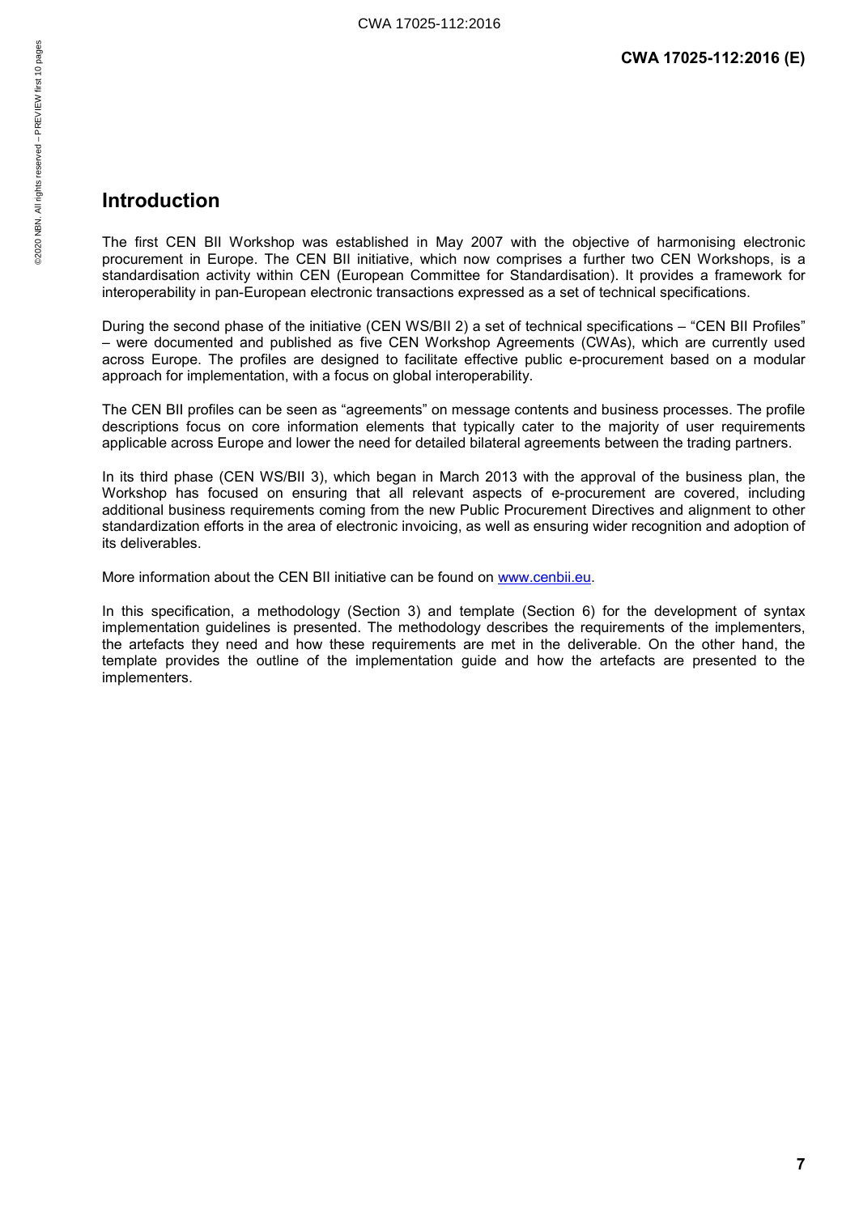## Introduction

The first CEN BII Workshop was established in May 2007 with the objective of harmonising electronic procurement in Europe. The CEN BII initiative, which now comprises a further two CEN Workshops, is a standardisation activity within CEN (European Committee for Standardisation). It provides a framework for interoperability in pan-European electronic transactions expressed as a set of technical specifications.

During the second phase of the initiative (CEN WS/BII 2) a set of technical specifications – "CEN BII Profiles" – were documented and published as five CEN Workshop Agreements (CWAs), which are currently used across Europe. The profiles are designed to facilitate effective public e-procurement based on a modular approach for implementation, with a focus on global interoperability.

The CEN BII profiles can be seen as "agreements" on message contents and business processes. The profile descriptions focus on core information elements that typically cater to the majority of user requirements applicable across Europe and lower the need for detailed bilateral agreements between the trading partners.

In its third phase (CEN WS/BII 3), which began in March 2013 with the approval of the business plan, the Workshop has focused on ensuring that all relevant aspects of e-procurement are covered, including additional business requirements coming from the new Public Procurement Directives and alignment to other standardization efforts in the area of electronic invoicing, as well as ensuring wider recognition and adoption of its deliverables.

More information about the CEN BII initiative can be found on www.cenbii.eu.

In this specification, a methodology (Section 3) and template (Section 6) for the development of syntax implementation guidelines is presented. The methodology describes the requirements of the implementers, the artefacts they need and how these requirements are met in the deliverable. On the other hand, the template provides the outline of the implementation guide and how the artefacts are presented to the implementers.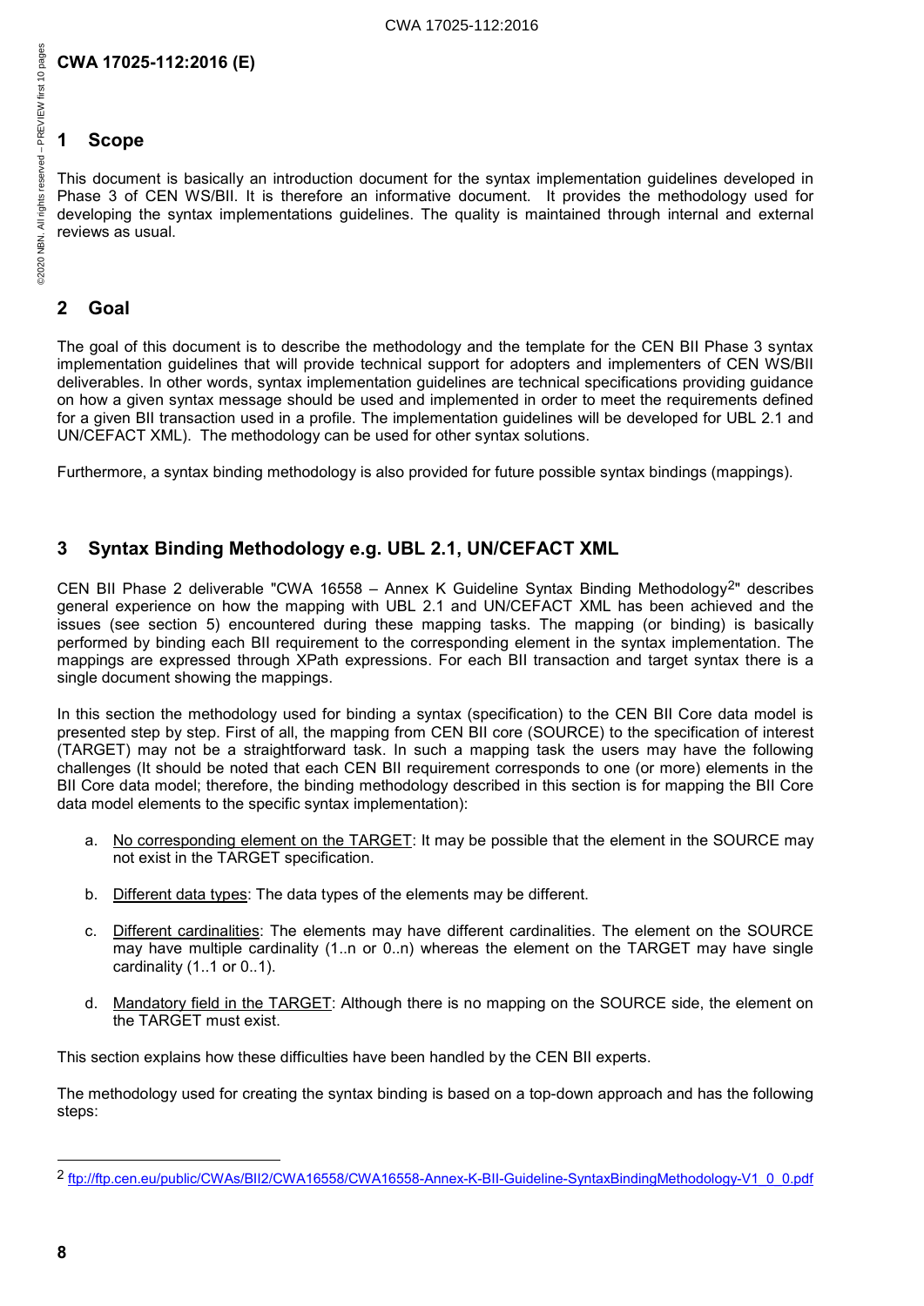# CWA 17025-112:2016 (E)

## 1 Scope

This document is basically an introduction document for the syntax implementation guidelines developed in Phase 3 of CEN WS/BII. It is therefore an informative document. It provides the methodology used for developing the syntax implementations guidelines. The quality is maintained through internal and external reviews as usual.

## 2 Goal

The goal of this document is to describe the methodology and the template for the CEN BII Phase 3 syntax implementation guidelines that will provide technical support for adopters and implementers of CEN WS/BII deliverables. In other words, syntax implementation guidelines are technical specifications providing guidance on how a given syntax message should be used and implemented in order to meet the requirements defined for a given BII transaction used in a profile. The implementation guidelines will be developed for UBL 2.1 and UN/CEFACT XML). The methodology can be used for other syntax solutions.

Furthermore, a syntax binding methodology is also provided for future possible syntax bindings (mappings).

## 3 Syntax Binding Methodology e.g. UBL 2.1, UN/CEFACT XML

CEN BII Phase 2 deliverable "CWA 16558 – Annex K Guideline Syntax Binding Methodology[2]" describes general experience on how the mapping with UBL 2.1 and UN/CEFACT XML has been achieved and the issues (see section 5) encountered during these mapping tasks. The mapping (or binding) is basically performed by binding each BII requirement to the corresponding element in the syntax implementation. The mappings are expressed through XPath expressions. For each BII transaction and target syntax there is a single document showing the mappings.

In this section the methodology used for binding a syntax (specification) to the CEN BII Core data model is presented step by step. First of all, the mapping from CEN BII core (SOURCE) to the specification of interest (TARGET) may not be a straightforward task. In such a mapping task the users may have the following challenges (It should be noted that each CEN BII requirement corresponds to one (or more) elements in the BII Core data model; therefore, the binding methodology described in this section is for mapping the BII Core data model elements to the specific syntax implementation):

a. No corresponding element on the TARGET: It may be possible that the element in the SOURCE may not exist in the TARGET specification.

b. Different data types: The data types of the elements may be different.

c. Different cardinalities: The elements may have different cardinalities. The element on the SOURCE may have multiple cardinality (1..n or 0..n) whereas the element on the TARGET may have single cardinality (1..1 or 0..1).

d. Mandatory field in the TARGET: Although there is no mapping on the SOURCE side, the element on the TARGET must exist.

This section explains how these difficulties have been handled by the CEN BII experts.

The methodology used for creating the syntax binding is based on a top-down approach and has the following steps:

---

[2] ftp://ftp.cen.eu/public/CWAs/BII2/CWA16558/CWA16558-Annex-K-BII-Guideline-SyntaxBindingMethodology-V1_0_0.pdf